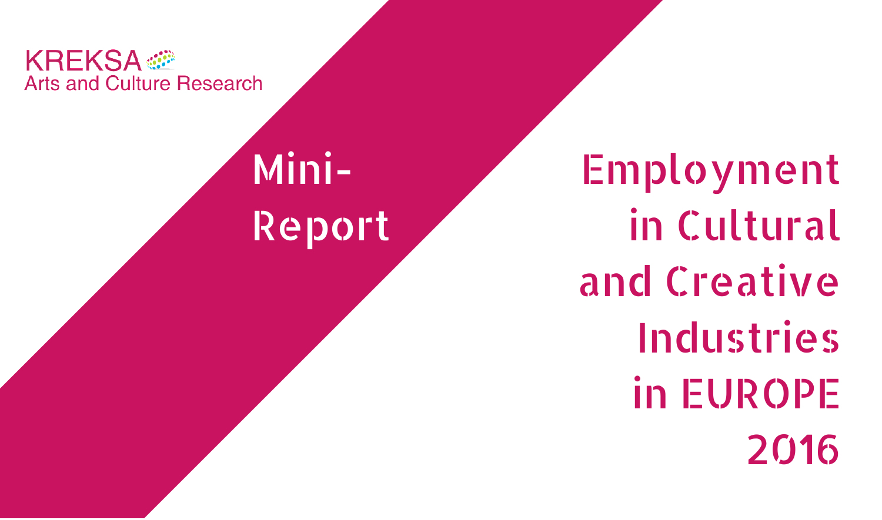KREKSA
Arts and Culture Research

Mini-Report

# Employment in Cultural and Creative Industries in EUROPE 2016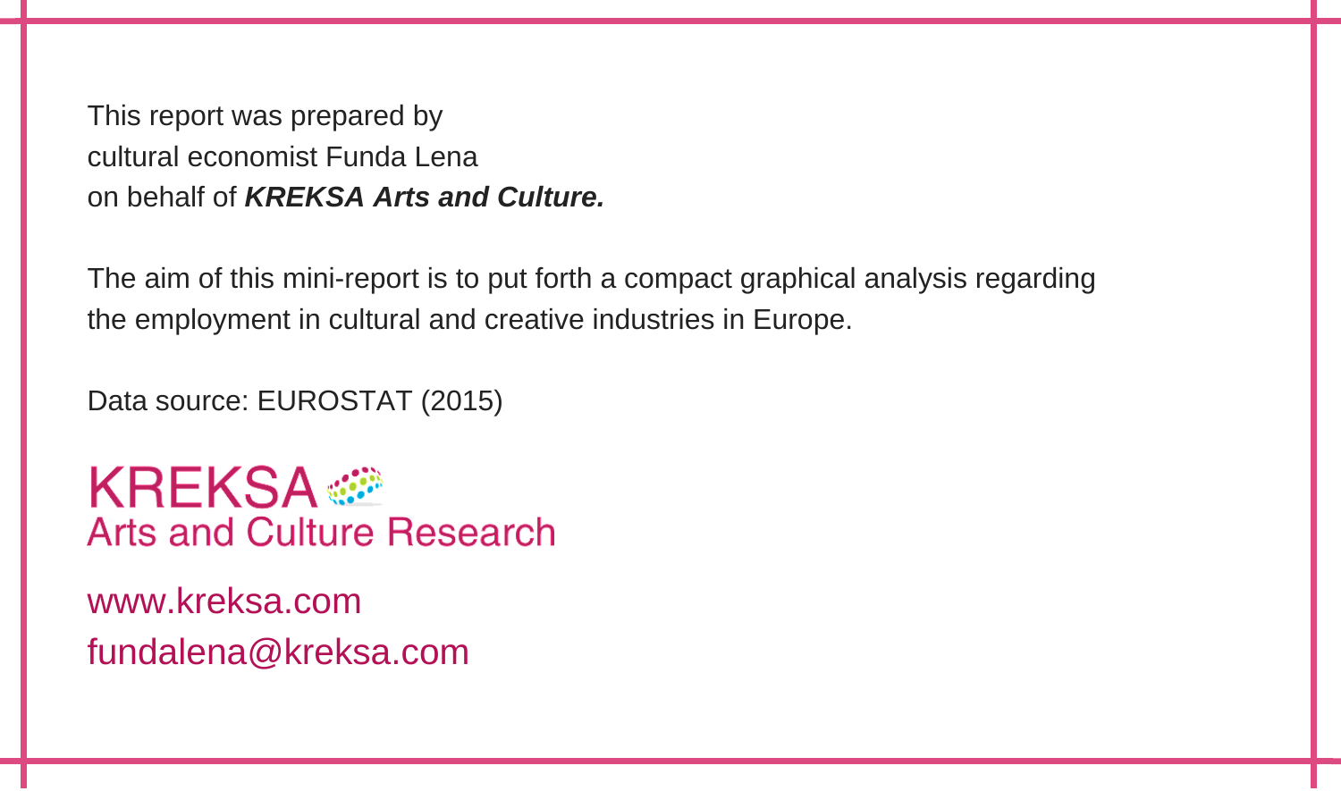This report was prepared by
cultural economist Funda Lena
on behalf of ***KREKSA Arts and Culture.***

The aim of this mini-report is to put forth a compact graphical analysis regarding the employment in cultural and creative industries in Europe.

Data source: EUROSTAT (2015)

KREKSA
Arts and Culture Research

www.kreksa.com
fundalena@kreksa.com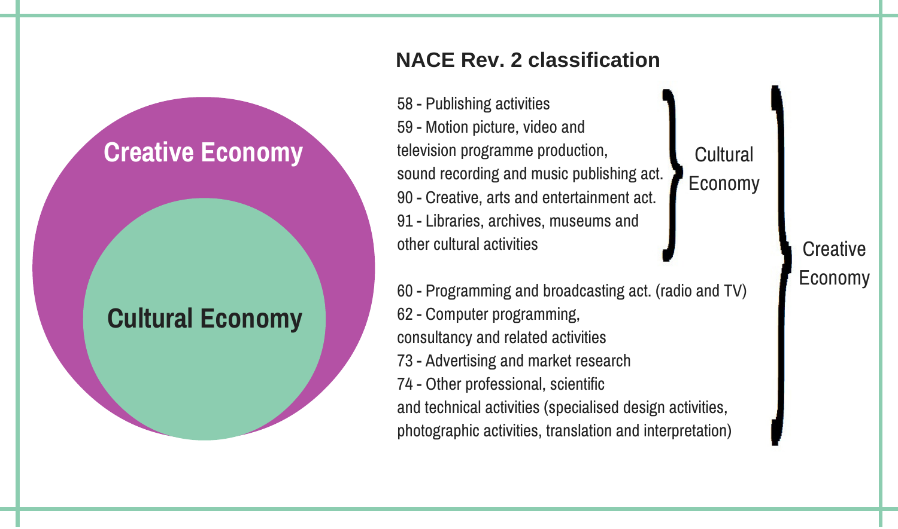Creative Economy

Cultural Economy

## NACE Rev. 2 classification

58 - Publishing activities
59 - Motion picture, video and television programme production, sound recording and music publishing act.
90 - Creative, arts and entertainment act.
91 - Libraries, archives, museums and other cultural activities

} Cultural Economy

60 - Programming and broadcasting act. (radio and TV)
62 - Computer programming, consultancy and related activities
73 - Advertising and market research
74 - Other professional, scientific and technical activities (specialised design activities, photographic activities, translation and interpretation)

} Creative Economy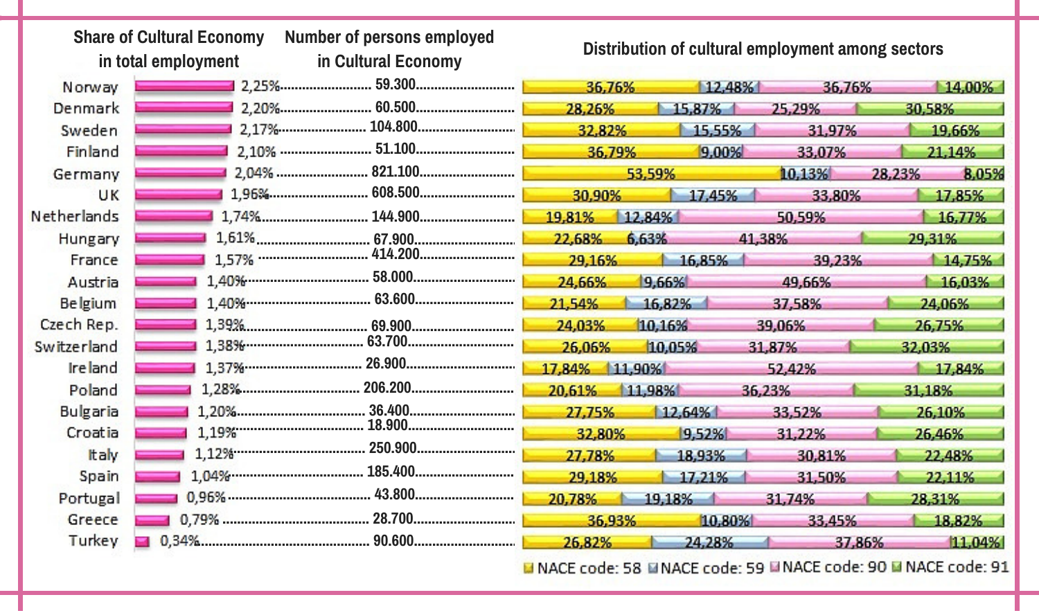| Country | Share of Cultural Economy in total employment | Number of persons employed in Cultural Economy | NACE code: 58 | NACE code: 59 | NACE code: 90 | NACE code: 91 |
| --- | --- | --- | --- | --- | --- | --- |
| Norway | 2,25% | 59.300 | 36,76% | 12,48% | 36,76% | 14,00% |
| Denmark | 2,20% | 60.500 | 28,26% | 15,87% | 25,29% | 30,58% |
| Sweden | 2,17% | 104.800 | 32,82% | 15,55% | 31,97% | 19,66% |
| Finland | 2,10% | 51.100 | 36,79% | 9,00% | 33,07% | 21,14% |
| Germany | 2,04% | 821.100 | 53,59% | 10,13% | 28,23% | 8,05% |
| UK | 1,96% | 608.500 | 30,90% | 17,45% | 33,80% | 17,85% |
| Netherlands | 1,74% | 144.900 | 19,81% | 12,84% | 50,59% | 16,77% |
| Hungary | 1,61% | 67.900 | 22,68% | 6,63% | 41,38% | 29,31% |
| France | 1,57% | 414.200 | 29,16% | 16,85% | 39,23% | 14,75% |
| Austria | 1,40% | 58.000 | 24,66% | 9,66% | 49,66% | 16,03% |
| Belgium | 1,40% | 63.600 | 21,54% | 16,82% | 37,58% | 24,06% |
| Czech Rep. | 1,39% | 69.900 | 24,03% | 10,16% | 39,06% | 26,75% |
| Switzerland | 1,38% | 63.700 | 26,06% | 10,05% | 31,87% | 32,03% |
| Ireland | 1,37% | 26.900 | 17,84% | 11,90% | 52,42% | 17,84% |
| Poland | 1,28% | 206.200 | 20,61% | 11,98% | 36,23% | 31,18% |
| Bulgaria | 1,20% | 36.400 | 27,75% | 12,64% | 33,52% | 26,10% |
| Croatia | 1,19% | 18.900 | 32,80% | 9,52% | 31,22% | 26,46% |
| Italy | 1,12% | 250.900 | 27,78% | 18,93% | 30,81% | 22,48% |
| Spain | 1,04% | 185.400 | 29,18% | 17,21% | 31,50% | 22,11% |
| Portugal | 0,96% | 43.800 | 20,78% | 19,18% | 31,74% | 28,31% |
| Greece | 0,79% | 28.700 | 36,93% | 10,80% | 33,45% | 18,82% |
| Turkey | 0,34% | 90.600 | 26,82% | 24,28% | 37,86% | 11,04% |

Distribution of cultural employment among sectors: NACE code: 58, NACE code: 59, NACE code: 90, NACE code: 91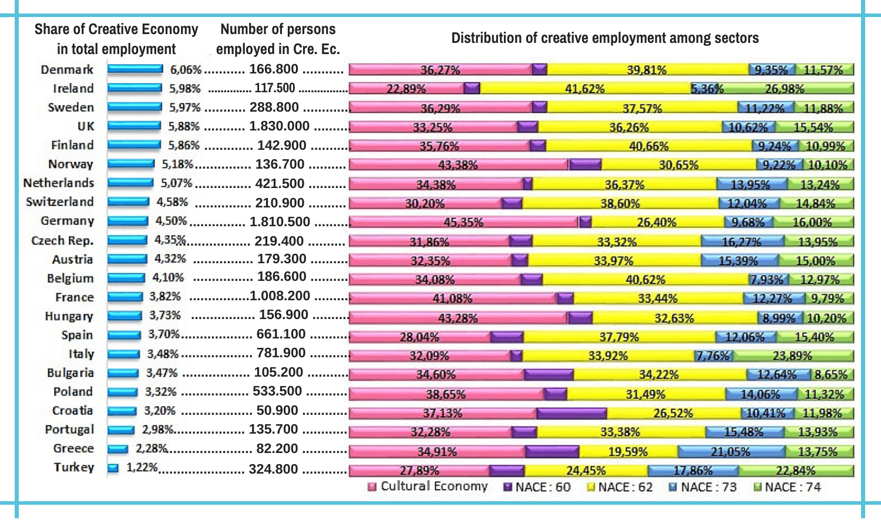| Country | Share of Creative Economy in total employment | Number of persons employed in Cre. Ec. | Cultural Economy | NACE : 60 | NACE : 62 | NACE : 73 | NACE : 74 |
|---|---|---|---|---|---|---|---|
| | | | **Distribution of creative employment among sectors** | | | | |
| Denmark | 6,06% | 166.800 | 36,27% | | 39,81% | 9,35% | 11,57% |
| Ireland | 5,98% | 117.500 | 22,89% | | 41,62% | 5,36% | 26,98% |
| Sweden | 5,97% | 288.800 | 36,29% | | 37,57% | 11,22% | 11,88% |
| UK | 5,88% | 1.830.000 | 33,25% | | 36,26% | 10,62% | 15,54% |
| Finland | 5,86% | 142.900 | 35,76% | | 40,66% | 9,24% | 10,99% |
| Norway | 5,18% | 136.700 | 43,38% | | 30,65% | 9,22% | 10,10% |
| Netherlands | 5,07% | 421.500 | 34,38% | | 36,37% | 13,95% | 13,24% |
| Switzerland | 4,58% | 210.900 | 30,20% | | 38,60% | 12,04% | 14,84% |
| Germany | 4,50% | 1.810.500 | 45,35% | | 26,40% | 9,68% | 16,00% |
| Czech Rep. | 4,35% | 219.400 | 31,86% | | 33,32% | 16,27% | 13,95% |
| Austria | 4,32% | 179.300 | 32,35% | | 33,97% | 15,39% | 15,00% |
| Belgium | 4,10% | 186.600 | 34,08% | | 40,62% | 7,93% | 12,97% |
| France | 3,82% | 1.008.200 | 41,08% | | 33,44% | 12,27% | 9,79% |
| Hungary | 3,73% | 156.900 | 43,28% | | 32,63% | 8,99% | 10,20% |
| Spain | 3,70% | 661.100 | 28,04% | | 37,79% | 12,06% | 15,40% |
| Italy | 3,48% | 781.900 | 32,09% | | 33,92% | 7,76% | 23,89% |
| Bulgaria | 3,47% | 105.200 | 34,60% | | 34,22% | 12,64% | 8,65% |
| Poland | 3,32% | 533.500 | 38,65% | | 31,49% | 14,06% | 11,32% |
| Croatia | 3,20% | 50.900 | 37,13% | | 26,52% | 10,41% | 11,98% |
| Portugal | 2,98% | 135.700 | 32,28% | | 33,38% | 15,48% | 13,93% |
| Greece | 2,28% | 82.200 | 34,91% | | 19,59% | 21,05% | 13,75% |
| Turkey | 1,22% | 324.800 | 27,89% | | 24,45% | 17,86% | 22,84% |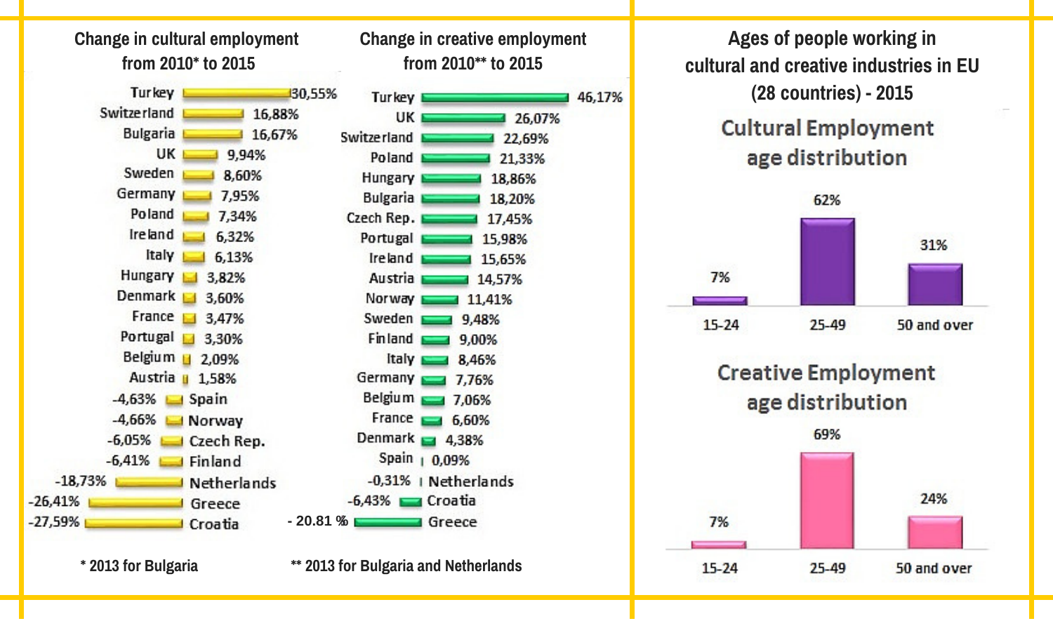## Change in cultural employment from 2010* to 2015

| Country | Change |
|---|---|
| Turkey | 30,55% |
| Switzerland | 16,88% |
| Bulgaria | 16,67% |
| UK | 9,94% |
| Sweden | 8,60% |
| Germany | 7,95% |
| Poland | 7,34% |
| Ireland | 6,32% |
| Italy | 6,13% |
| Hungary | 3,82% |
| Denmark | 3,60% |
| France | 3,47% |
| Portugal | 3,30% |
| Belgium | 2,09% |
| Austria | 1,58% |
| Spain | -4,63% |
| Norway | -4,66% |
| Czech Rep. | -6,05% |
| Finland | -6,41% |
| Netherlands | -18,73% |
| Greece | -26,41% |
| Croatia | -27,59% |

* 2013 for Bulgaria

## Change in creative employment from 2010** to 2015

| Country | Change |
|---|---|
| Turkey | 46,17% |
| UK | 26,07% |
| Switzerland | 22,69% |
| Poland | 21,33% |
| Hungary | 18,86% |
| Bulgaria | 18,20% |
| Czech Rep. | 17,45% |
| Portugal | 15,98% |
| Ireland | 15,65% |
| Austria | 14,57% |
| Norway | 11,41% |
| Sweden | 9,48% |
| Finland | 9,00% |
| Italy | 8,46% |
| Germany | 7,76% |
| Belgium | 7,06% |
| France | 6,60% |
| Denmark | 4,38% |
| Spain | 0,09% |
| Netherlands | -0,31% |
| Croatia | -6,43% |
| Greece | - 20.81 % |

** 2013 for Bulgaria and Netherlands

## Ages of people working in cultural and creative industries in EU (28 countries) - 2015

### Cultural Employment age distribution

| 15-24 | 25-49 | 50 and over |
|---|---|---|
| 7% | 62% | 31% |

### Creative Employment age distribution

| 15-24 | 25-49 | 50 and over |
|---|---|---|
| 7% | 69% | 24% |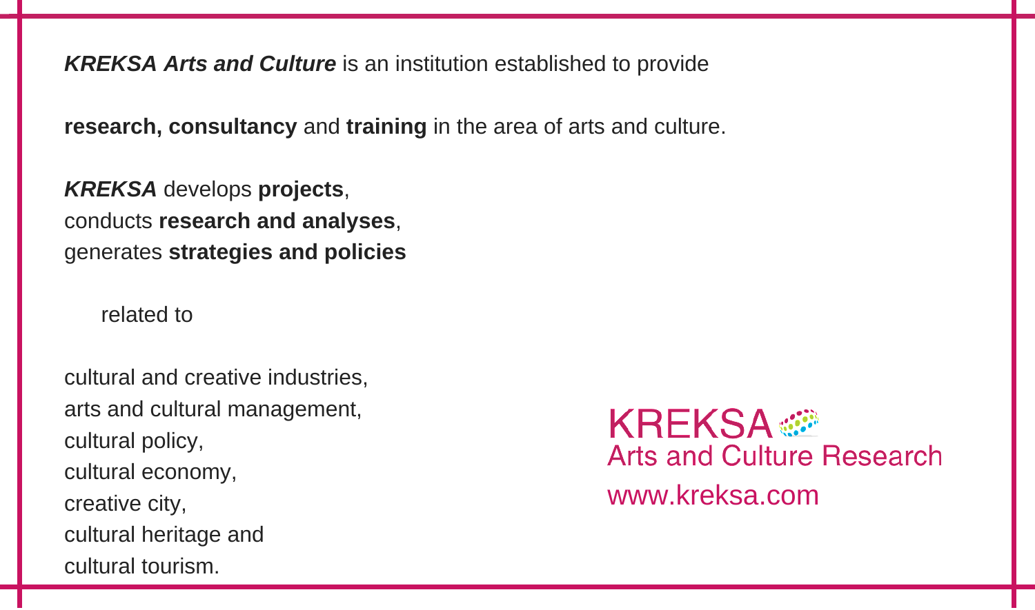***KREKSA Arts and Culture*** is an institution established to provide

**research, consultancy** and **training** in the area of arts and culture.

***KREKSA*** develops **projects**,  
conducts **research and analyses**,  
generates **strategies and policies**

related to

cultural and creative industries,  
arts and cultural management,  
cultural policy,  
cultural economy,  
creative city,  
cultural heritage and  
cultural tourism.

KREKSA  
Arts and Culture Research  
www.kreksa.com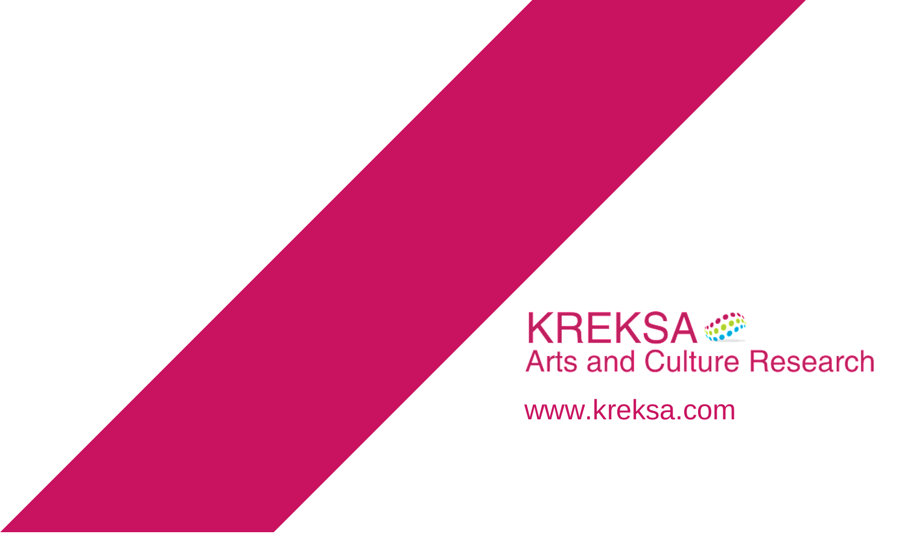KREKSA
Arts and Culture Research

www.kreksa.com